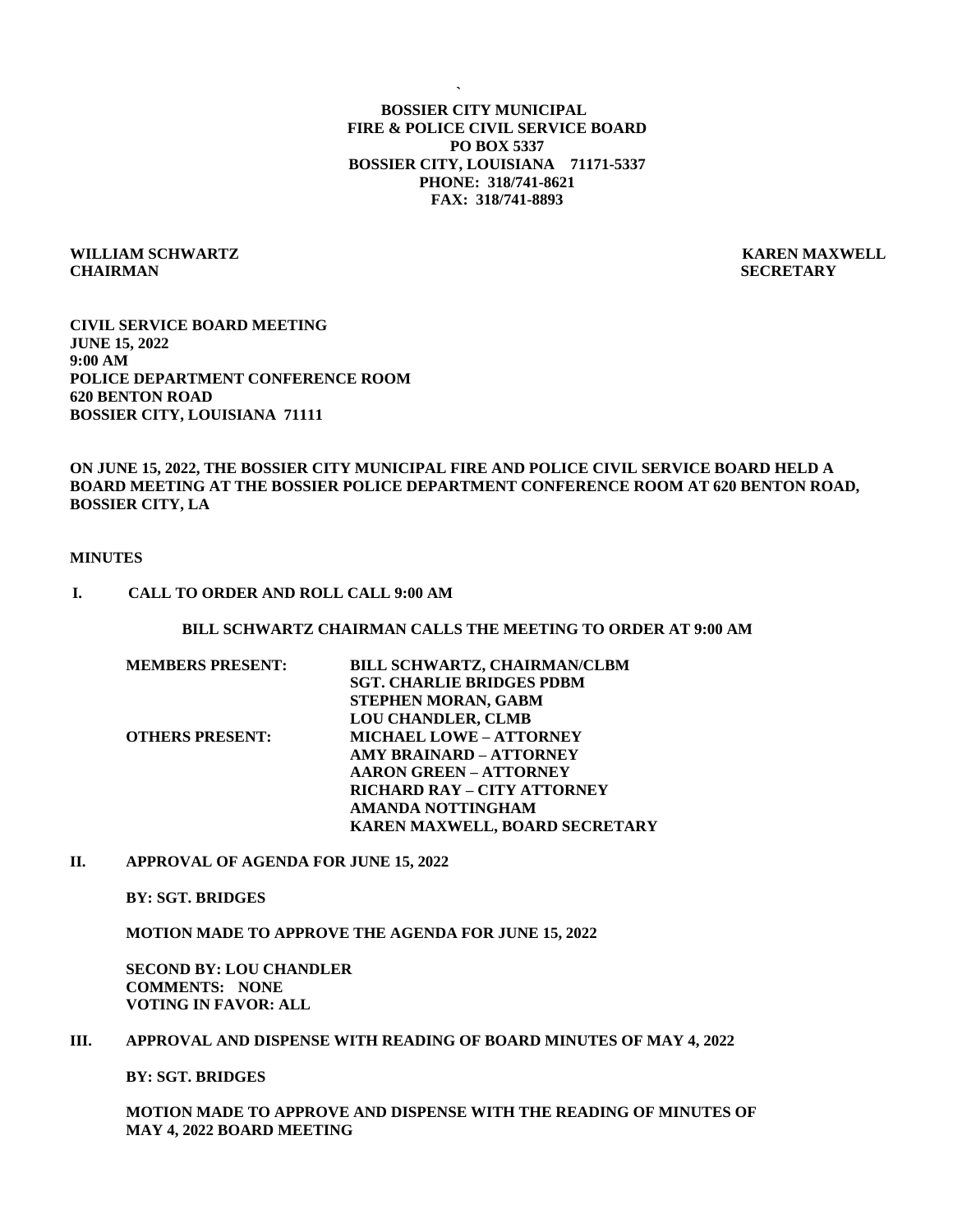**BOSSIER CITY MUNICIPAL**
**FIRE & POLICE CIVIL SERVICE BOARD**
**PO BOX 5337**
**BOSSIER CITY, LOUISIANA 71171-5337**
**PHONE: 318/741-8621**
**FAX: 318/741-8893**

**WILLIAM SCHWARTZ** — **CHAIRMAN**

**KAREN MAXWELL** — **SECRETARY**

**CIVIL SERVICE BOARD MEETING**
**JUNE 15, 2022**
**9:00 AM**
**POLICE DEPARTMENT CONFERENCE ROOM**
**620 BENTON ROAD**
**BOSSIER CITY, LOUISIANA 71111**

**ON JUNE 15, 2022, THE BOSSIER CITY MUNICIPAL FIRE AND POLICE CIVIL SERVICE BOARD HELD A BOARD MEETING AT THE BOSSIER POLICE DEPARTMENT CONFERENCE ROOM AT 620 BENTON ROAD, BOSSIER CITY, LA**

**MINUTES**

**I. CALL TO ORDER AND ROLL CALL 9:00 AM**

**BILL SCHWARTZ CHAIRMAN CALLS THE MEETING TO ORDER AT 9:00 AM**

| | |
|---|---|
| **MEMBERS PRESENT:** | **BILL SCHWARTZ, CHAIRMAN/CLBM** |
| | **SGT. CHARLIE BRIDGES PDBM** |
| | **STEPHEN MORAN, GABM** |
| | **LOU CHANDLER, CLMB** |
| **OTHERS PRESENT:** | **MICHAEL LOWE – ATTORNEY** |
| | **AMY BRAINARD – ATTORNEY** |
| | **AARON GREEN – ATTORNEY** |
| | **RICHARD RAY – CITY ATTORNEY** |
| | **AMANDA NOTTINGHAM** |
| | **KAREN MAXWELL, BOARD SECRETARY** |

**II. APPROVAL OF AGENDA FOR JUNE 15, 2022**

**BY: SGT. BRIDGES**

**MOTION MADE TO APPROVE THE AGENDA FOR JUNE 15, 2022**

**SECOND BY: LOU CHANDLER**
**COMMENTS: NONE**
**VOTING IN FAVOR: ALL**

**III. APPROVAL AND DISPENSE WITH READING OF BOARD MINUTES OF MAY 4, 2022**

**BY: SGT. BRIDGES**

**MOTION MADE TO APPROVE AND DISPENSE WITH THE READING OF MINUTES OF MAY 4, 2022 BOARD MEETING**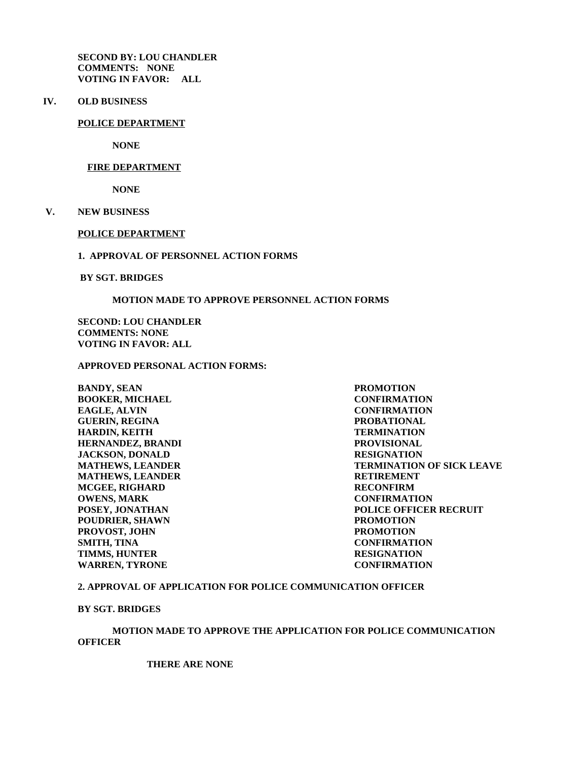**SECOND BY: LOU CHANDLER**
**COMMENTS: NONE**
**VOTING IN FAVOR: ALL**

## IV. OLD BUSINESS

**POLICE DEPARTMENT**

**NONE**

**FIRE DEPARTMENT**

**NONE**

## V. NEW BUSINESS

**POLICE DEPARTMENT**

**1. APPROVAL OF PERSONNEL ACTION FORMS**

**BY SGT. BRIDGES**

**MOTION MADE TO APPROVE PERSONNEL ACTION FORMS**

**SECOND: LOU CHANDLER**
**COMMENTS: NONE**
**VOTING IN FAVOR: ALL**

**APPROVED PERSONAL ACTION FORMS:**

| | |
|---|---|
| BANDY, SEAN | PROMOTION |
| BOOKER, MICHAEL | CONFIRMATION |
| EAGLE, ALVIN | CONFIRMATION |
| GUERIN, REGINA | PROBATIONAL |
| HARDIN, KEITH | TERMINATION |
| HERNANDEZ, BRANDI | PROVISIONAL |
| JACKSON, DONALD | RESIGNATION |
| MATHEWS, LEANDER | TERMINATION OF SICK LEAVE |
| MATHEWS, LEANDER | RETIREMENT |
| MCGEE, RIGHARD | RECONFIRM |
| OWENS, MARK | CONFIRMATION |
| POSEY, JONATHAN | POLICE OFFICER RECRUIT |
| POUDRIER, SHAWN | PROMOTION |
| PROVOST, JOHN | PROMOTION |
| SMITH, TINA | CONFIRMATION |
| TIMMS, HUNTER | RESIGNATION |
| WARREN, TYRONE | CONFIRMATION |

**2. APPROVAL OF APPLICATION FOR POLICE COMMUNICATION OFFICER**

**BY SGT. BRIDGES**

**MOTION MADE TO APPROVE THE APPLICATION FOR POLICE COMMUNICATION OFFICER**

**THERE ARE NONE**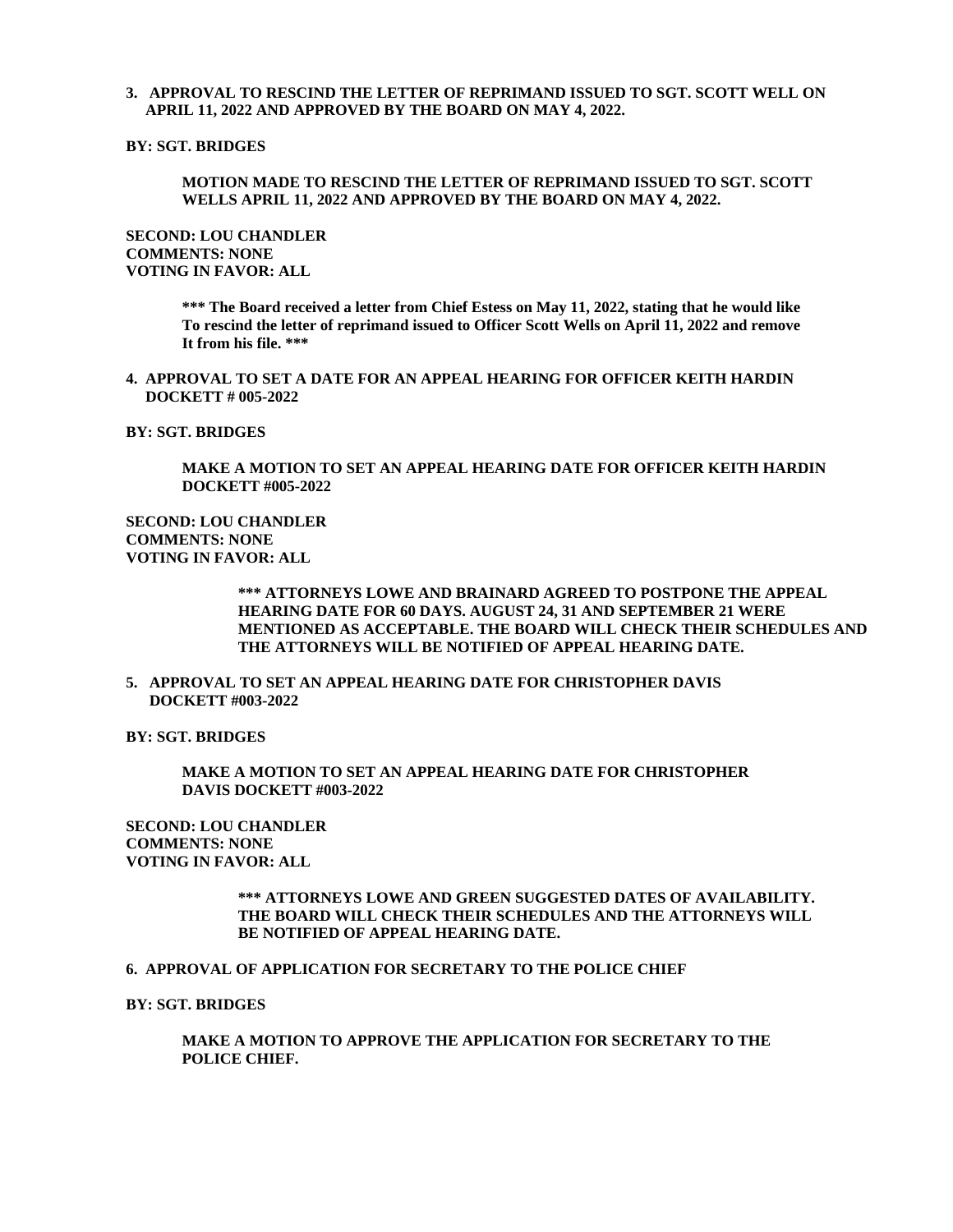**3. APPROVAL TO RESCIND THE LETTER OF REPRIMAND ISSUED TO SGT. SCOTT WELL ON APRIL 11, 2022 AND APPROVED BY THE BOARD ON MAY 4, 2022.**

**BY: SGT. BRIDGES**

**MOTION MADE TO RESCIND THE LETTER OF REPRIMAND ISSUED TO SGT. SCOTT WELLS APRIL 11, 2022 AND APPROVED BY THE BOARD ON MAY 4, 2022.**

**SECOND: LOU CHANDLER**
**COMMENTS: NONE**
**VOTING IN FAVOR: ALL**

**\*\*\* The Board received a letter from Chief Estess on May 11, 2022, stating that he would like To rescind the letter of reprimand issued to Officer Scott Wells on April 11, 2022 and remove It from his file. \*\*\***

**4. APPROVAL TO SET A DATE FOR AN APPEAL HEARING FOR OFFICER KEITH HARDIN DOCKETT # 005-2022**

**BY: SGT. BRIDGES**

**MAKE A MOTION TO SET AN APPEAL HEARING DATE FOR OFFICER KEITH HARDIN DOCKETT #005-2022**

**SECOND: LOU CHANDLER**
**COMMENTS: NONE**
**VOTING IN FAVOR: ALL**

**\*\*\* ATTORNEYS LOWE AND BRAINARD AGREED TO POSTPONE THE APPEAL HEARING DATE FOR 60 DAYS. AUGUST 24, 31 AND SEPTEMBER 21 WERE MENTIONED AS ACCEPTABLE. THE BOARD WILL CHECK THEIR SCHEDULES AND THE ATTORNEYS WILL BE NOTIFIED OF APPEAL HEARING DATE.**

**5. APPROVAL TO SET AN APPEAL HEARING DATE FOR CHRISTOPHER DAVIS DOCKETT #003-2022**

**BY: SGT. BRIDGES**

**MAKE A MOTION TO SET AN APPEAL HEARING DATE FOR CHRISTOPHER DAVIS DOCKETT #003-2022**

**SECOND: LOU CHANDLER**
**COMMENTS: NONE**
**VOTING IN FAVOR: ALL**

**\*\*\* ATTORNEYS LOWE AND GREEN SUGGESTED DATES OF AVAILABILITY. THE BOARD WILL CHECK THEIR SCHEDULES AND THE ATTORNEYS WILL BE NOTIFIED OF APPEAL HEARING DATE.**

**6. APPROVAL OF APPLICATION FOR SECRETARY TO THE POLICE CHIEF**

**BY: SGT. BRIDGES**

**MAKE A MOTION TO APPROVE THE APPLICATION FOR SECRETARY TO THE POLICE CHIEF.**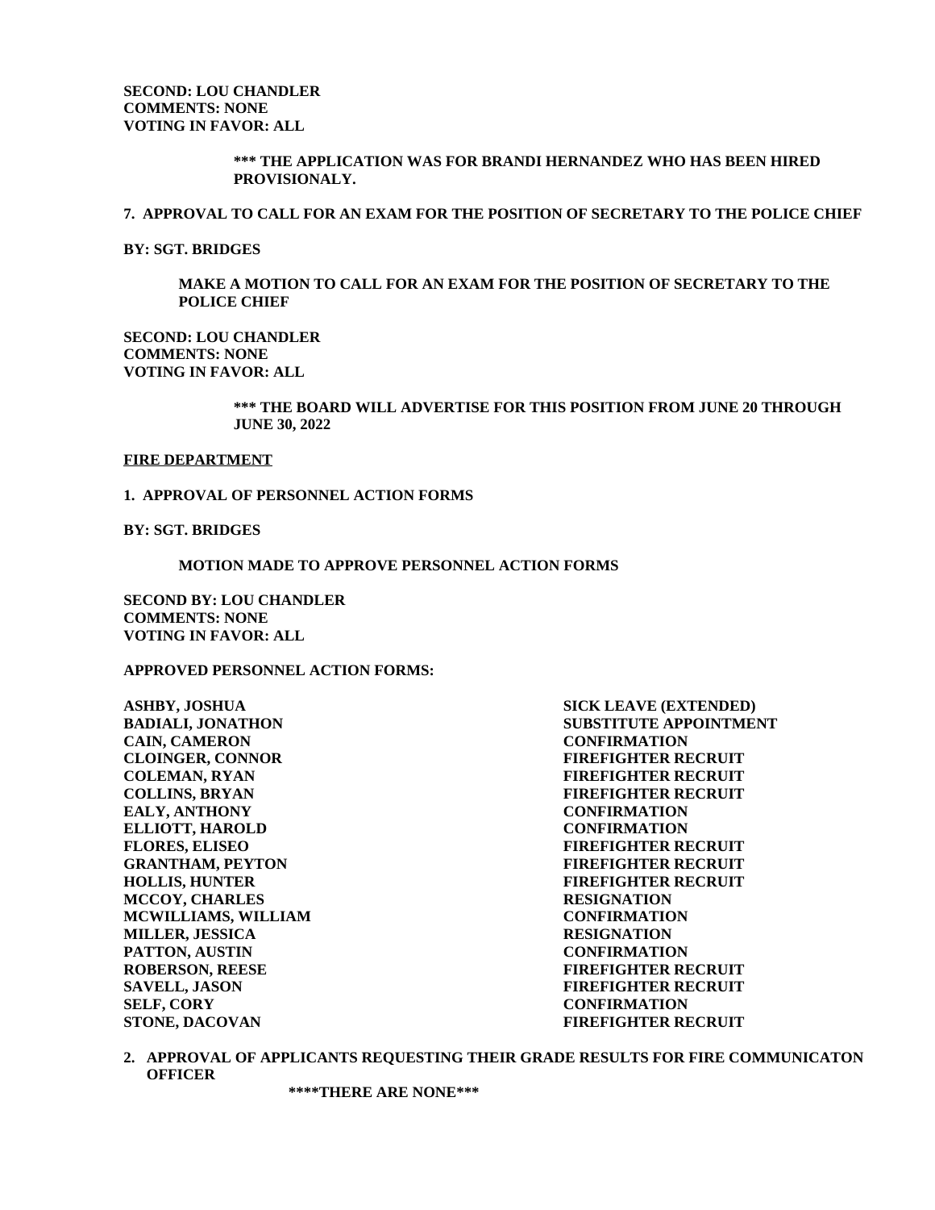**SECOND: LOU CHANDLER**
**COMMENTS: NONE**
**VOTING IN FAVOR: ALL**

**\*\*\* THE APPLICATION WAS FOR BRANDI HERNANDEZ WHO HAS BEEN HIRED PROVISIONALY.**

**7. APPROVAL TO CALL FOR AN EXAM FOR THE POSITION OF SECRETARY TO THE POLICE CHIEF**

**BY: SGT. BRIDGES**

**MAKE A MOTION TO CALL FOR AN EXAM FOR THE POSITION OF SECRETARY TO THE POLICE CHIEF**

**SECOND: LOU CHANDLER**
**COMMENTS: NONE**
**VOTING IN FAVOR: ALL**

**\*\*\* THE BOARD WILL ADVERTISE FOR THIS POSITION FROM JUNE 20 THROUGH JUNE 30, 2022**

**FIRE DEPARTMENT**

**1. APPROVAL OF PERSONNEL ACTION FORMS**

**BY: SGT. BRIDGES**

**MOTION MADE TO APPROVE PERSONNEL ACTION FORMS**

**SECOND BY: LOU CHANDLER**
**COMMENTS: NONE**
**VOTING IN FAVOR: ALL**

**APPROVED PERSONNEL ACTION FORMS:**

| | |
|---|---|
| ASHBY, JOSHUA | SICK LEAVE (EXTENDED) |
| BADIALI, JONATHON | SUBSTITUTE APPOINTMENT |
| CAIN, CAMERON | CONFIRMATION |
| CLOINGER, CONNOR | FIREFIGHTER RECRUIT |
| COLEMAN, RYAN | FIREFIGHTER RECRUIT |
| COLLINS, BRYAN | FIREFIGHTER RECRUIT |
| EALY, ANTHONY | CONFIRMATION |
| ELLIOTT, HAROLD | CONFIRMATION |
| FLORES, ELISEO | FIREFIGHTER RECRUIT |
| GRANTHAM, PEYTON | FIREFIGHTER RECRUIT |
| HOLLIS, HUNTER | FIREFIGHTER RECRUIT |
| MCCOY, CHARLES | RESIGNATION |
| MCWILLIAMS, WILLIAM | CONFIRMATION |
| MILLER, JESSICA | RESIGNATION |
| PATTON, AUSTIN | CONFIRMATION |
| ROBERSON, REESE | FIREFIGHTER RECRUIT |
| SAVELL, JASON | FIREFIGHTER RECRUIT |
| SELF, CORY | CONFIRMATION |
| STONE, DACOVAN | FIREFIGHTER RECRUIT |

**2. APPROVAL OF APPLICANTS REQUESTING THEIR GRADE RESULTS FOR FIRE COMMUNICATON OFFICER**

**\*\*\*\*THERE ARE NONE\*\*\***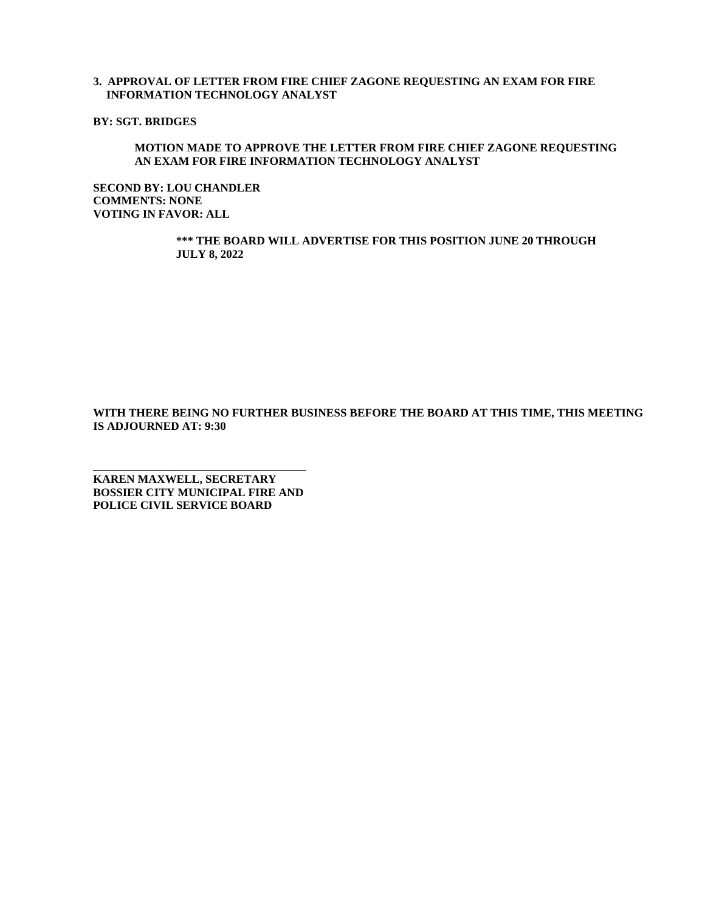**3. APPROVAL OF LETTER FROM FIRE CHIEF ZAGONE REQUESTING AN EXAM FOR FIRE INFORMATION TECHNOLOGY ANALYST**

**BY: SGT. BRIDGES**

**MOTION MADE TO APPROVE THE LETTER FROM FIRE CHIEF ZAGONE REQUESTING AN EXAM FOR FIRE INFORMATION TECHNOLOGY ANALYST**

**SECOND BY: LOU CHANDLER**
**COMMENTS: NONE**
**VOTING IN FAVOR: ALL**

**\*\*\* THE BOARD WILL ADVERTISE FOR THIS POSITION JUNE 20 THROUGH JULY 8, 2022**

**WITH THERE BEING NO FURTHER BUSINESS BEFORE THE BOARD AT THIS TIME, THIS MEETING IS ADJOURNED AT: 9:30**

\_\_\_\_\_\_\_\_\_\_\_\_\_\_\_\_\_\_\_\_\_\_\_\_\_\_\_\_\_\_\_\_\_\_\_\_

**KAREN MAXWELL, SECRETARY**
**BOSSIER CITY MUNICIPAL FIRE AND POLICE CIVIL SERVICE BOARD**